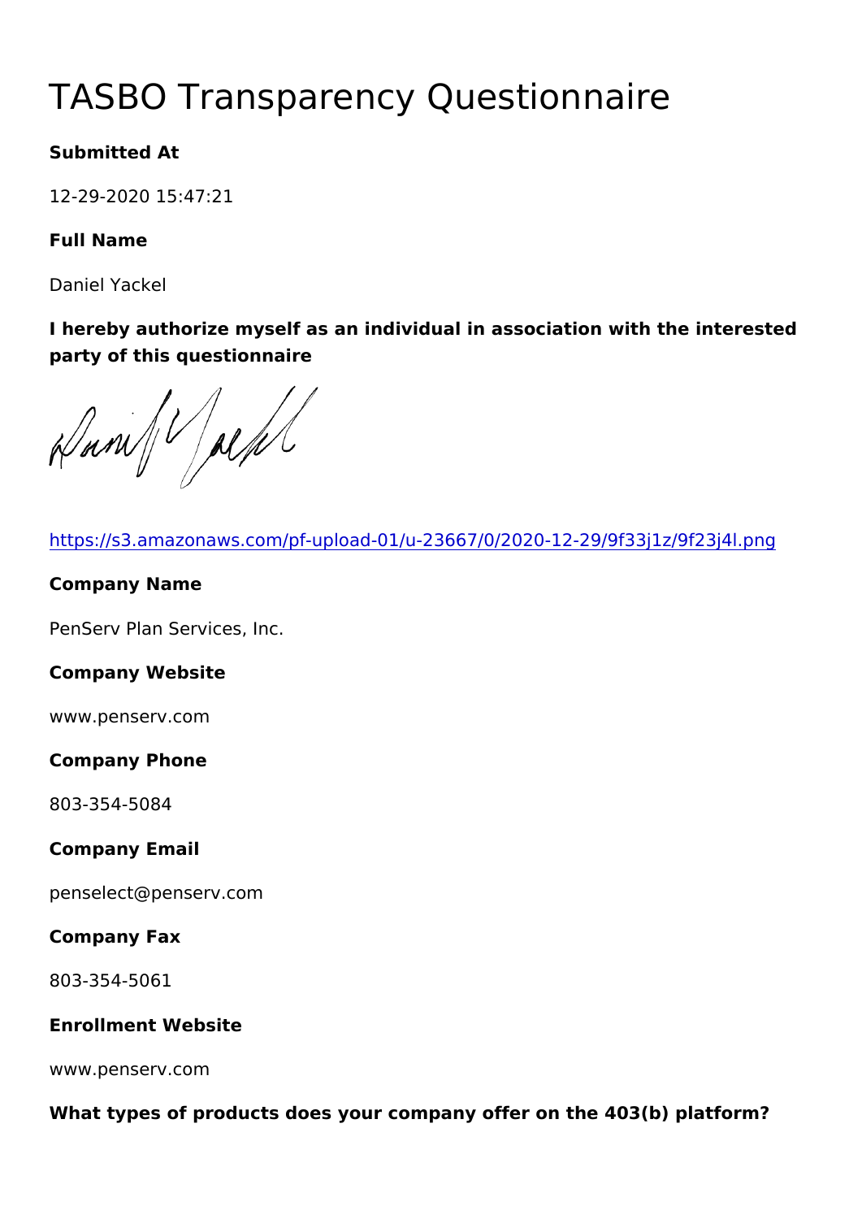# TASBO Transparency Questionnaire

**Submitted At**

12-29-2020 15:47:21

**Full Name**

Daniel Yackel

**I hereby authorize myself as an individual in association with the interested party of this questionnaire**

https://s3.amazonaws.com/pf-upload-01/u-23667/0/2020-12-29/9f33j1z/9f23j4l.png

**Company Name**

PenServ Plan Services, Inc.

**Company Website**

www.penserv.com

**Company Phone**

803-354-5084

**Company Email**

penselect@penserv.com

**Company Fax**

803-354-5061

**Enrollment Website**

www.penserv.com

**What types of products does your company offer on the 403(b) platform?**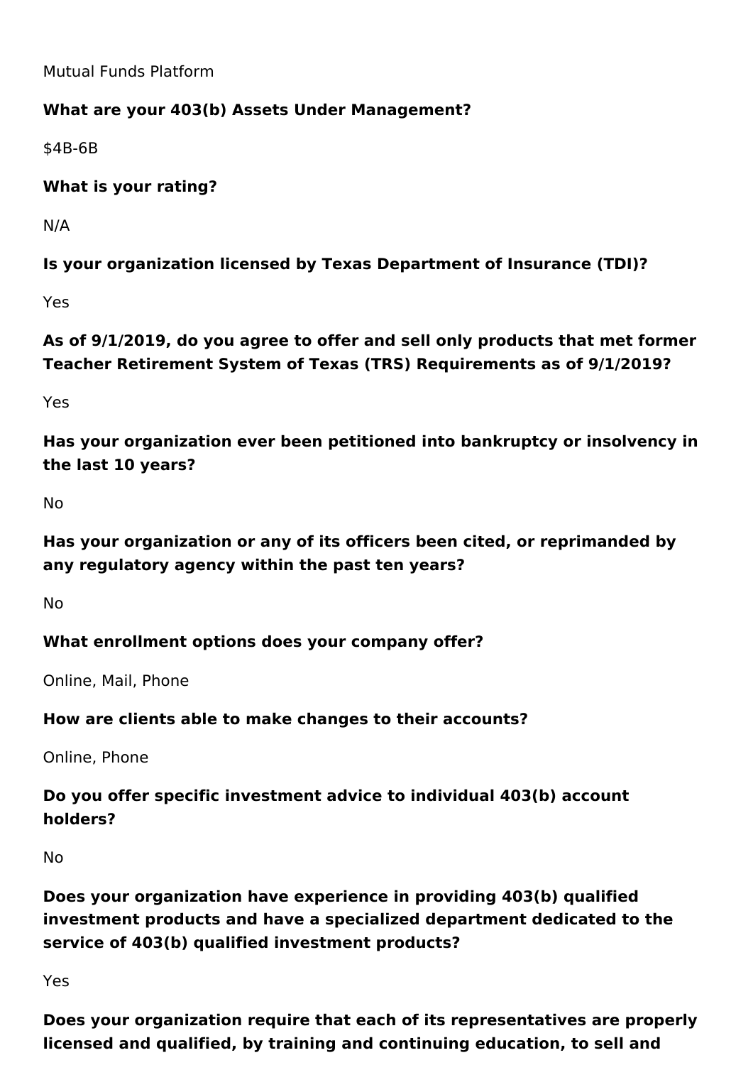Mutual Funds Platform

**What are your 403(b) Assets Under Management?**

$4B-6B

**What is your rating?**

N/A

**Is your organization licensed by Texas Department of Insurance (TDI)?**

Yes

**As of 9/1/2019, do you agree to offer and sell only products that met former Teacher Retirement System of Texas (TRS) Requirements as of 9/1/2019?**

Yes

**Has your organization ever been petitioned into bankruptcy or insolvency in the last 10 years?**

No

**Has your organization or any of its officers been cited, or reprimanded by any regulatory agency within the past ten years?**

No

**What enrollment options does your company offer?**

Online, Mail, Phone

**How are clients able to make changes to their accounts?**

Online, Phone

**Do you offer specific investment advice to individual 403(b) account holders?**

No

**Does your organization have experience in providing 403(b) qualified investment products and have a specialized department dedicated to the service of 403(b) qualified investment products?**

Yes

**Does your organization require that each of its representatives are properly licensed and qualified, by training and continuing education, to sell and**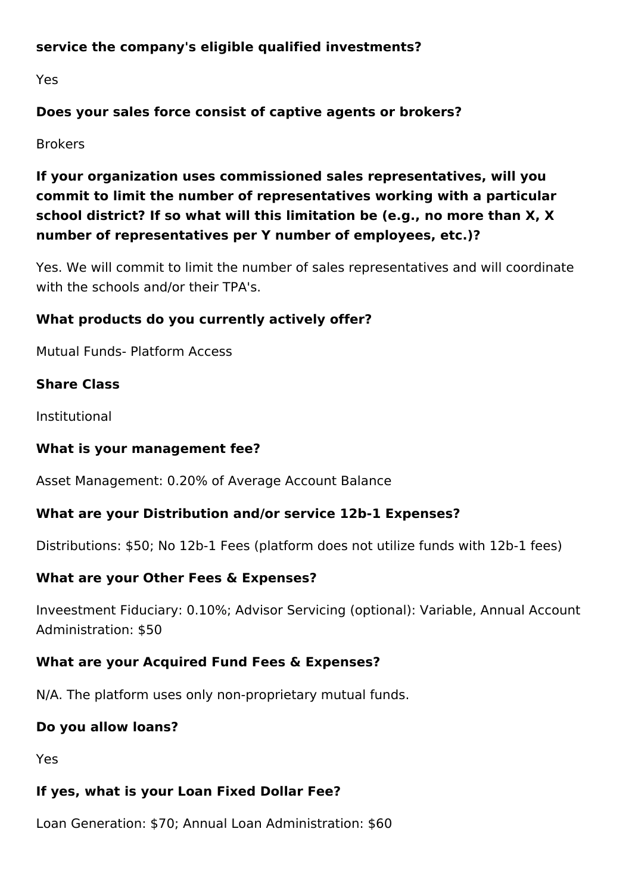**service the company's eligible qualified investments?**

Yes

**Does your sales force consist of captive agents or brokers?**

Brokers

**If your organization uses commissioned sales representatives, will you commit to limit the number of representatives working with a particular school district? If so what will this limitation be (e.g., no more than X, X number of representatives per Y number of employees, etc.)?**

Yes. We will commit to limit the number of sales representatives and will coordinate with the schools and/or their TPA's.

**What products do you currently actively offer?**

Mutual Funds- Platform Access

**Share Class**

Institutional

**What is your management fee?**

Asset Management: 0.20% of Average Account Balance

**What are your Distribution and/or service 12b-1 Expenses?**

Distributions: $50; No 12b-1 Fees (platform does not utilize funds with 12b-1 fees)

**What are your Other Fees & Expenses?**

Inveestment Fiduciary: 0.10%; Advisor Servicing (optional): Variable, Annual Account Administration: $50

**What are your Acquired Fund Fees & Expenses?**

N/A. The platform uses only non-proprietary mutual funds.

**Do you allow loans?**

Yes

**If yes, what is your Loan Fixed Dollar Fee?**

Loan Generation: $70; Annual Loan Administration: $60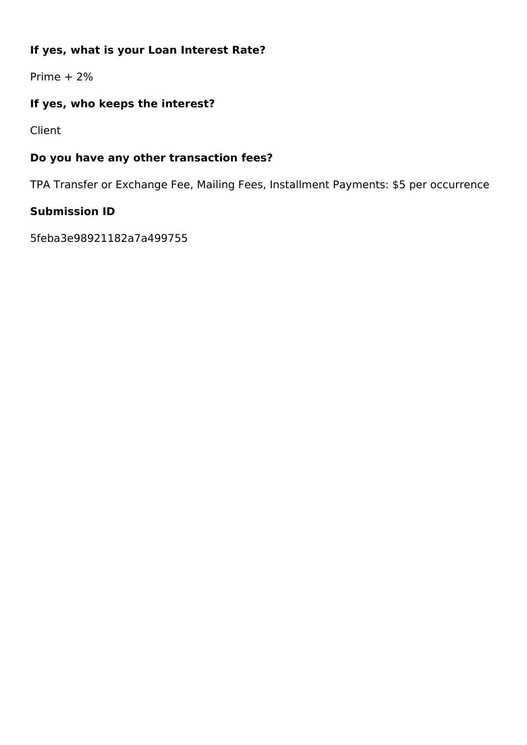**If yes, what is your Loan Interest Rate?**

Prime + 2%

**If yes, who keeps the interest?**

Client

**Do you have any other transaction fees?**

TPA Transfer or Exchange Fee, Mailing Fees, Installment Payments: $5 per occurrence

**Submission ID**

5feba3e98921182a7a499755